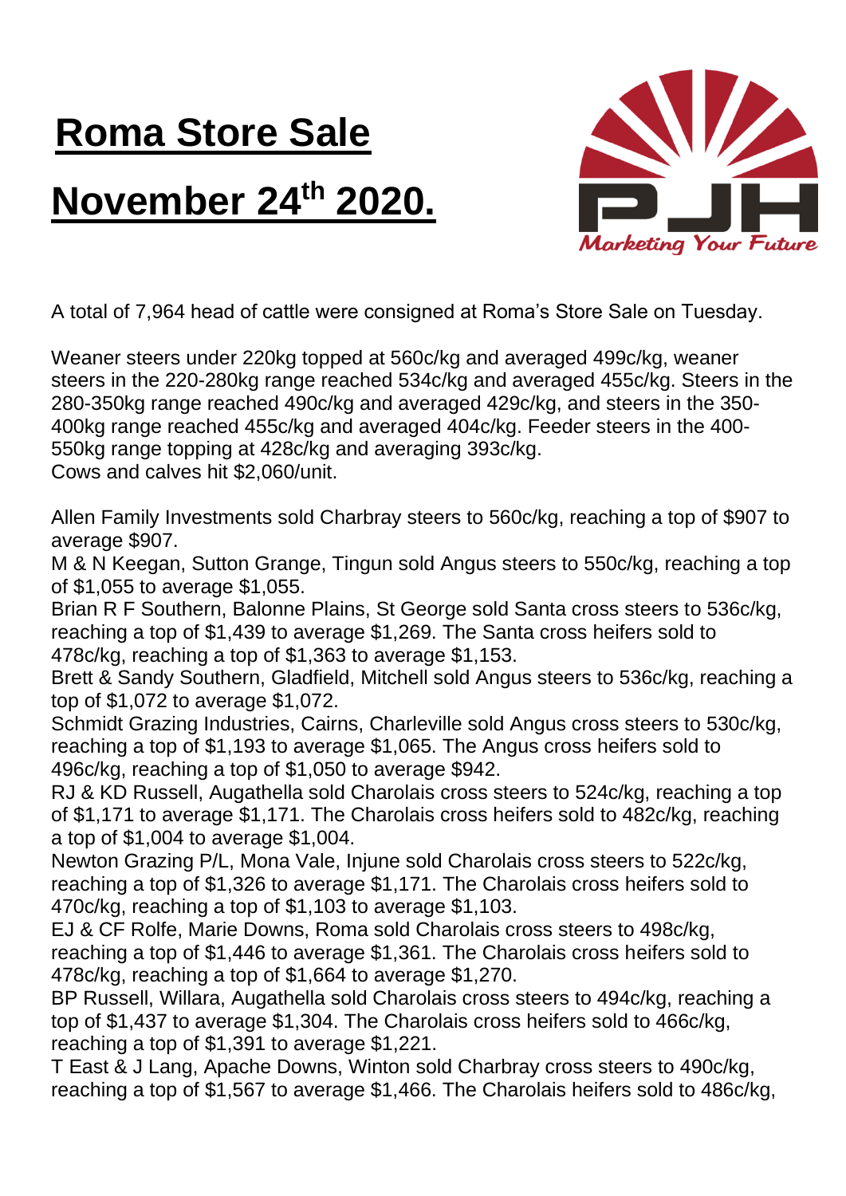# Roma Store Sale

# November 24th 2020.

PJH

*Marketing Your Future*

A total of 7,964 head of cattle were consigned at Roma's Store Sale on Tuesday.

Weaner steers under 220kg topped at 560c/kg and averaged 499c/kg, weaner steers in the 220-280kg range reached 534c/kg and averaged 455c/kg. Steers in the 280-350kg range reached 490c/kg and averaged 429c/kg, and steers in the 350-400kg range reached 455c/kg and averaged 404c/kg. Feeder steers in the 400-550kg range topping at 428c/kg and averaging 393c/kg.
Cows and calves hit $2,060/unit.

Allen Family Investments sold Charbray steers to 560c/kg, reaching a top of $907 to average $907.
M & N Keegan, Sutton Grange, Tingun sold Angus steers to 550c/kg, reaching a top of $1,055 to average $1,055.
Brian R F Southern, Balonne Plains, St George sold Santa cross steers to 536c/kg, reaching a top of $1,439 to average $1,269. The Santa cross heifers sold to 478c/kg, reaching a top of $1,363 to average $1,153.
Brett & Sandy Southern, Gladfield, Mitchell sold Angus steers to 536c/kg, reaching a top of $1,072 to average $1,072.
Schmidt Grazing Industries, Cairns, Charleville sold Angus cross steers to 530c/kg, reaching a top of $1,193 to average $1,065. The Angus cross heifers sold to 496c/kg, reaching a top of $1,050 to average $942.
RJ & KD Russell, Augathella sold Charolais cross steers to 524c/kg, reaching a top of $1,171 to average $1,171. The Charolais cross heifers sold to 482c/kg, reaching a top of $1,004 to average $1,004.
Newton Grazing P/L, Mona Vale, Injune sold Charolais cross steers to 522c/kg, reaching a top of $1,326 to average $1,171. The Charolais cross heifers sold to 470c/kg, reaching a top of $1,103 to average $1,103.
EJ & CF Rolfe, Marie Downs, Roma sold Charolais cross steers to 498c/kg, reaching a top of $1,446 to average $1,361. The Charolais cross heifers sold to 478c/kg, reaching a top of $1,664 to average $1,270.
BP Russell, Willara, Augathella sold Charolais cross steers to 494c/kg, reaching a top of $1,437 to average $1,304. The Charolais cross heifers sold to 466c/kg, reaching a top of $1,391 to average $1,221.
T East & J Lang, Apache Downs, Winton sold Charbray cross steers to 490c/kg, reaching a top of $1,567 to average $1,466. The Charolais heifers sold to 486c/kg,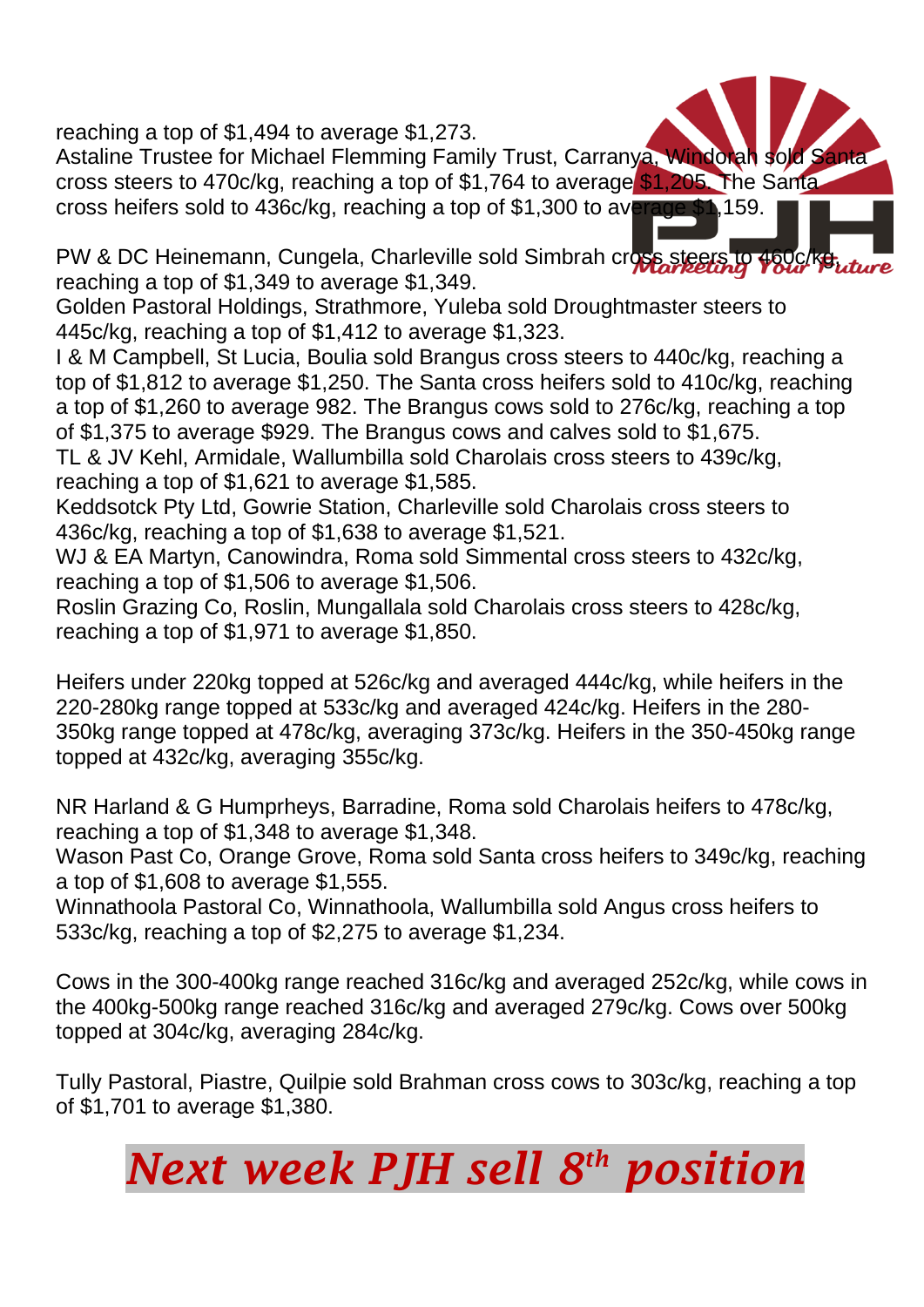reaching a top of $1,494 to average $1,273.
Astaline Trustee for Michael Flemming Family Trust, Carranya, Windorah sold Santa cross steers to 470c/kg, reaching a top of $1,764 to average $1,205. The Santa cross heifers sold to 436c/kg, reaching a top of $1,300 to average $1,159.

PW & DC Heinemann, Cungela, Charleville sold Simbrah cross steers to 460c/kg, reaching a top of $1,349 to average $1,349.
Golden Pastoral Holdings, Strathmore, Yuleba sold Droughtmaster steers to 445c/kg, reaching a top of $1,412 to average $1,323.
I & M Campbell, St Lucia, Boulia sold Brangus cross steers to 440c/kg, reaching a top of $1,812 to average $1,250. The Santa cross heifers sold to 410c/kg, reaching a top of $1,260 to average 982. The Brangus cows sold to 276c/kg, reaching a top of $1,375 to average $929. The Brangus cows and calves sold to $1,675.
TL & JV Kehl, Armidale, Wallumbilla sold Charolais cross steers to 439c/kg, reaching a top of $1,621 to average $1,585.
Keddsotck Pty Ltd, Gowrie Station, Charleville sold Charolais cross steers to 436c/kg, reaching a top of $1,638 to average $1,521.
WJ & EA Martyn, Canowindra, Roma sold Simmental cross steers to 432c/kg, reaching a top of $1,506 to average $1,506.
Roslin Grazing Co, Roslin, Mungallala sold Charolais cross steers to 428c/kg, reaching a top of $1,971 to average $1,850.

Heifers under 220kg topped at 526c/kg and averaged 444c/kg, while heifers in the 220-280kg range topped at 533c/kg and averaged 424c/kg. Heifers in the 280-350kg range topped at 478c/kg, averaging 373c/kg. Heifers in the 350-450kg range topped at 432c/kg, averaging 355c/kg.

NR Harland & G Humprheys, Barradine, Roma sold Charolais heifers to 478c/kg, reaching a top of $1,348 to average $1,348.
Wason Past Co, Orange Grove, Roma sold Santa cross heifers to 349c/kg, reaching a top of $1,608 to average $1,555.
Winnathoola Pastoral Co, Winnathoola, Wallumbilla sold Angus cross heifers to 533c/kg, reaching a top of $2,275 to average $1,234.

Cows in the 300-400kg range reached 316c/kg and averaged 252c/kg, while cows in the 400kg-500kg range reached 316c/kg and averaged 279c/kg. Cows over 500kg topped at 304c/kg, averaging 284c/kg.

Tully Pastoral, Piastre, Quilpie sold Brahman cross cows to 303c/kg, reaching a top of $1,701 to average $1,380.

# *Next week PJH sell 8th position*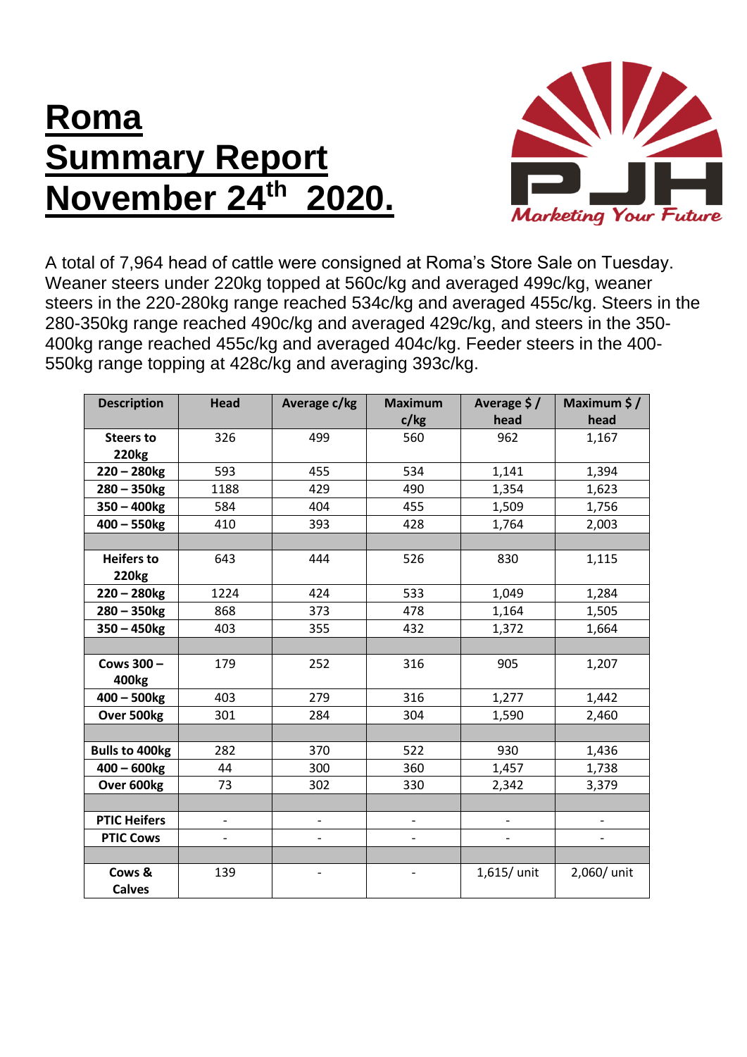# Roma Summary Report November 24th 2020.

Marketing Your Future

A total of 7,964 head of cattle were consigned at Roma's Store Sale on Tuesday. Weaner steers under 220kg topped at 560c/kg and averaged 499c/kg, weaner steers in the 220-280kg range reached 534c/kg and averaged 455c/kg. Steers in the 280-350kg range reached 490c/kg and averaged 429c/kg, and steers in the 350-400kg range reached 455c/kg and averaged 404c/kg. Feeder steers in the 400-550kg range topping at 428c/kg and averaging 393c/kg.

| Description | Head | Average c/kg | Maximum c/kg | Average $ / head | Maximum $ / head |
|---|---|---|---|---|---|
| **Steers to 220kg** | 326 | 499 | 560 | 962 | 1,167 |
| **220 – 280kg** | 593 | 455 | 534 | 1,141 | 1,394 |
| **280 – 350kg** | 1188 | 429 | 490 | 1,354 | 1,623 |
| **350 – 400kg** | 584 | 404 | 455 | 1,509 | 1,756 |
| **400 – 550kg** | 410 | 393 | 428 | 1,764 | 2,003 |
| | | | | | |
| **Heifers to 220kg** | 643 | 444 | 526 | 830 | 1,115 |
| **220 – 280kg** | 1224 | 424 | 533 | 1,049 | 1,284 |
| **280 – 350kg** | 868 | 373 | 478 | 1,164 | 1,505 |
| **350 – 450kg** | 403 | 355 | 432 | 1,372 | 1,664 |
| | | | | | |
| **Cows 300 – 400kg** | 179 | 252 | 316 | 905 | 1,207 |
| **400 – 500kg** | 403 | 279 | 316 | 1,277 | 1,442 |
| **Over 500kg** | 301 | 284 | 304 | 1,590 | 2,460 |
| | | | | | |
| **Bulls to 400kg** | 282 | 370 | 522 | 930 | 1,436 |
| **400 – 600kg** | 44 | 300 | 360 | 1,457 | 1,738 |
| **Over 600kg** | 73 | 302 | 330 | 2,342 | 3,379 |
| | | | | | |
| **PTIC Heifers** | - | - | - | - | - |
| **PTIC Cows** | - | - | - | - | - |
| | | | | | |
| **Cows & Calves** | 139 | - | - | 1,615/ unit | 2,060/ unit |